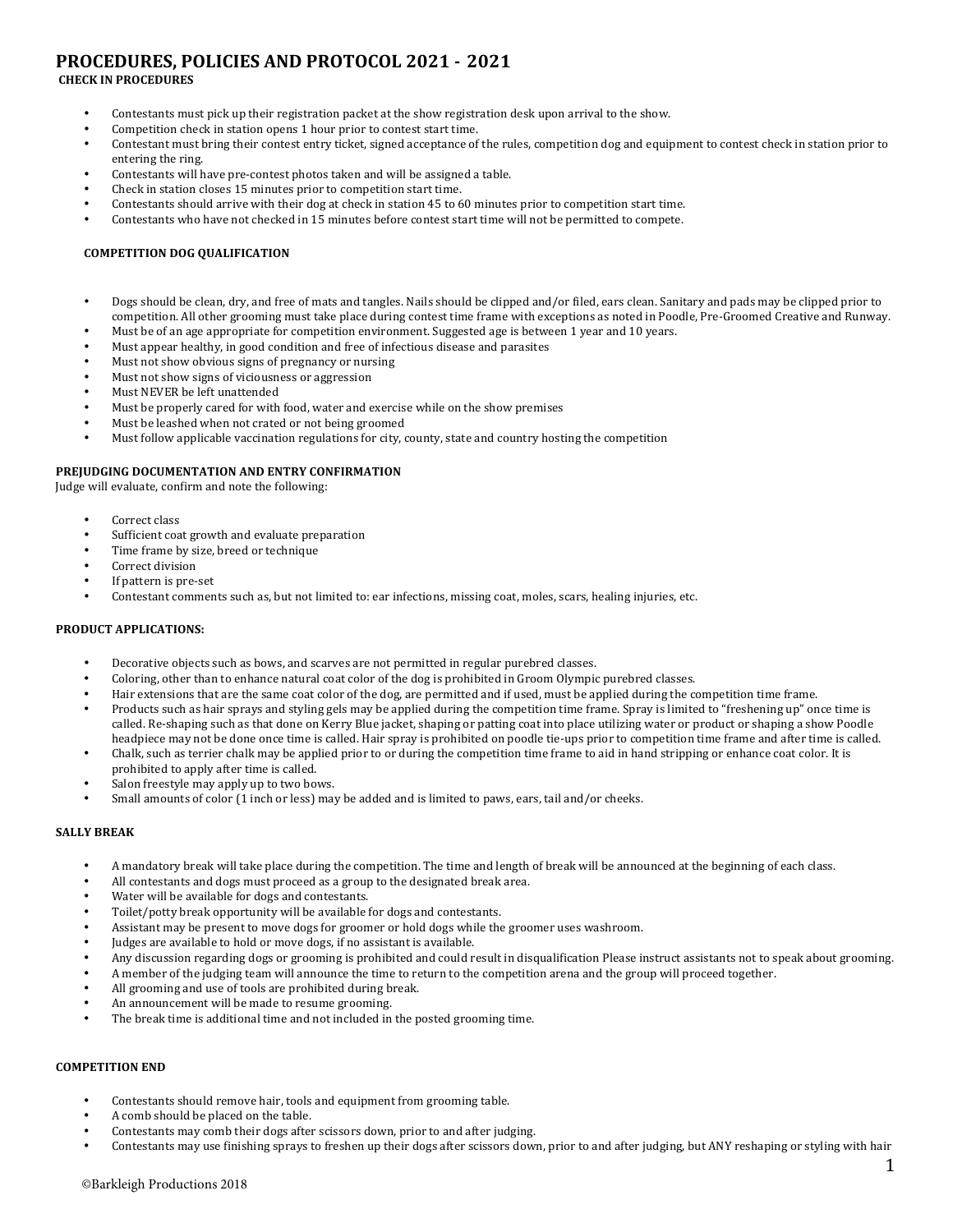# PROCEDURES, POLICIES AND PROTOCOL 2021 - 2021

## CHECK IN PROCEDURES

- Contestants must pick up their registration packet at the show registration desk upon arrival to the show.
- Competition check in station opens 1 hour prior to contest start time.
- Contestant must bring their contest entry ticket, signed acceptance of the rules, competition dog and equipment to contest check in station prior to entering the ring.
- Contestants will have pre-contest photos taken and will be assigned a table.
- Check in station closes 15 minutes prior to competition start time.
- Contestants should arrive with their dog at check in station 45 to 60 minutes prior to competition start time.
- Contestants who have not checked in 15 minutes before contest start time will not be permitted to compete.

## COMPETITION DOG QUALIFICATION

- Dogs should be clean, dry, and free of mats and tangles. Nails should be clipped and/or filed, ears clean. Sanitary and pads may be clipped prior to competition. All other grooming must take place during contest time frame with exceptions as noted in Poodle, Pre-Groomed Creative and Runway.
- Must be of an age appropriate for competition environment. Suggested age is between 1 year and 10 years.
- Must appear healthy, in good condition and free of infectious disease and parasites
- Must not show obvious signs of pregnancy or nursing
- Must not show signs of viciousness or aggression
- Must NEVER be left unattended
- Must be properly cared for with food, water and exercise while on the show premises
- Must be leashed when not crated or not being groomed
- Must follow applicable vaccination regulations for city, county, state and country hosting the competition

## PREJUDGING DOCUMENTATION AND ENTRY CONFIRMATION

Judge will evaluate, confirm and note the following:

- Correct class
- Sufficient coat growth and evaluate preparation
- Time frame by size, breed or technique
- Correct division
- If pattern is pre-set
- Contestant comments such as, but not limited to: ear infections, missing coat, moles, scars, healing injuries, etc.

## PRODUCT APPLICATIONS:

- Decorative objects such as bows, and scarves are not permitted in regular purebred classes.
- Coloring, other than to enhance natural coat color of the dog is prohibited in Groom Olympic purebred classes.
- Hair extensions that are the same coat color of the dog, are permitted and if used, must be applied during the competition time frame.
- Products such as hair sprays and styling gels may be applied during the competition time frame. Spray is limited to "freshening up" once time is called. Re-shaping such as that done on Kerry Blue jacket, shaping or patting coat into place utilizing water or product or shaping a show Poodle headpiece may not be done once time is called. Hair spray is prohibited on poodle tie-ups prior to competition time frame and after time is called.
- Chalk, such as terrier chalk may be applied prior to or during the competition time frame to aid in hand stripping or enhance coat color. It is prohibited to apply after time is called.
- Salon freestyle may apply up to two bows.
- Small amounts of color (1 inch or less) may be added and is limited to paws, ears, tail and/or cheeks.

## SALLY BREAK

- A mandatory break will take place during the competition. The time and length of break will be announced at the beginning of each class.
- All contestants and dogs must proceed as a group to the designated break area.
- Water will be available for dogs and contestants.
- Toilet/potty break opportunity will be available for dogs and contestants.
- Assistant may be present to move dogs for groomer or hold dogs while the groomer uses washroom.
- Judges are available to hold or move dogs, if no assistant is available.
- Any discussion regarding dogs or grooming is prohibited and could result in disqualification Please instruct assistants not to speak about grooming.
- A member of the judging team will announce the time to return to the competition arena and the group will proceed together.
- All grooming and use of tools are prohibited during break.
- An announcement will be made to resume grooming.
- The break time is additional time and not included in the posted grooming time.

## COMPETITION END

- Contestants should remove hair, tools and equipment from grooming table.
- A comb should be placed on the table.
- Contestants may comb their dogs after scissors down, prior to and after judging.
- Contestants may use finishing sprays to freshen up their dogs after scissors down, prior to and after judging, but ANY reshaping or styling with hair

©Barkleigh Productions 2018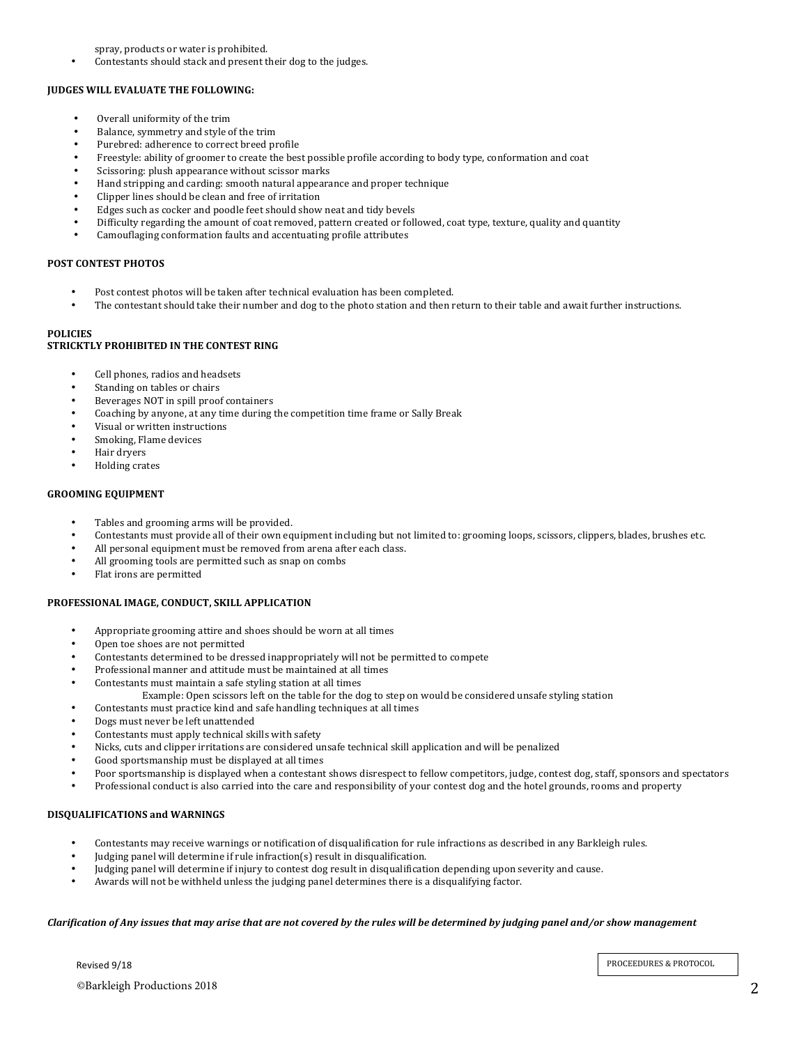spray, products or water is prohibited.

- Contestants should stack and present their dog to the judges.

**JUDGES WILL EVALUATE THE FOLLOWING:**

- Overall uniformity of the trim
- Balance, symmetry and style of the trim
- Purebred: adherence to correct breed profile
- Freestyle: ability of groomer to create the best possible profile according to body type, conformation and coat
- Scissoring: plush appearance without scissor marks
- Hand stripping and carding: smooth natural appearance and proper technique
- Clipper lines should be clean and free of irritation
- Edges such as cocker and poodle feet should show neat and tidy bevels
- Difficulty regarding the amount of coat removed, pattern created or followed, coat type, texture, quality and quantity
- Camouflaging conformation faults and accentuating profile attributes

**POST CONTEST PHOTOS**

- Post contest photos will be taken after technical evaluation has been completed.
- The contestant should take their number and dog to the photo station and then return to their table and await further instructions.

**POLICIES**
**STRICKTLY PROHIBITED IN THE CONTEST RING**

- Cell phones, radios and headsets
- Standing on tables or chairs
- Beverages NOT in spill proof containers
- Coaching by anyone, at any time during the competition time frame or Sally Break
- Visual or written instructions
- Smoking, Flame devices
- Hair dryers
- Holding crates

**GROOMING EQUIPMENT**

- Tables and grooming arms will be provided.
- Contestants must provide all of their own equipment including but not limited to: grooming loops, scissors, clippers, blades, brushes etc.
- All personal equipment must be removed from arena after each class.
- All grooming tools are permitted such as snap on combs
- Flat irons are permitted

**PROFESSIONAL IMAGE, CONDUCT, SKILL APPLICATION**

- Appropriate grooming attire and shoes should be worn at all times
- Open toe shoes are not permitted
- Contestants determined to be dressed inappropriately will not be permitted to compete
- Professional manner and attitude must be maintained at all times
- Contestants must maintain a safe styling station at all times
  - Example: Open scissors left on the table for the dog to step on would be considered unsafe styling station
- Contestants must practice kind and safe handling techniques at all times
- Dogs must never be left unattended
- Contestants must apply technical skills with safety
- Nicks, cuts and clipper irritations are considered unsafe technical skill application and will be penalized
- Good sportsmanship must be displayed at all times
- Poor sportsmanship is displayed when a contestant shows disrespect to fellow competitors, judge, contest dog, staff, sponsors and spectators
- Professional conduct is also carried into the care and responsibility of your contest dog and the hotel grounds, rooms and property

**DISQUALIFICATIONS and WARNINGS**

- Contestants may receive warnings or notification of disqualification for rule infractions as described in any Barkleigh rules.
- Judging panel will determine if rule infraction(s) result in disqualification.
- Judging panel will determine if injury to contest dog result in disqualification depending upon severity and cause.
- Awards will not be withheld unless the judging panel determines there is a disqualifying factor.

***Clarification of Any issues that may arise that are not covered by the rules will be determined by judging panel and/or show management***

Revised 9/18

PROCEEDURES & PROTOCOL

©Barkleigh Productions 2018